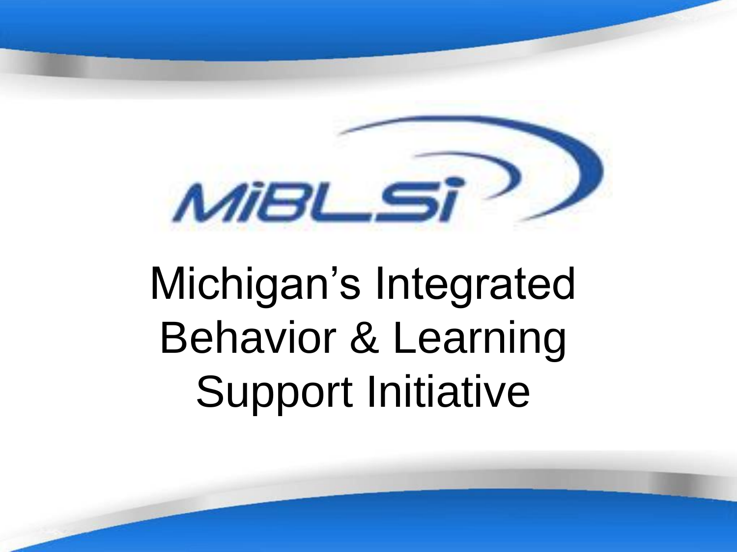MiBLSi

# Michigan’s Integrated Behavior & Learning Support Initiative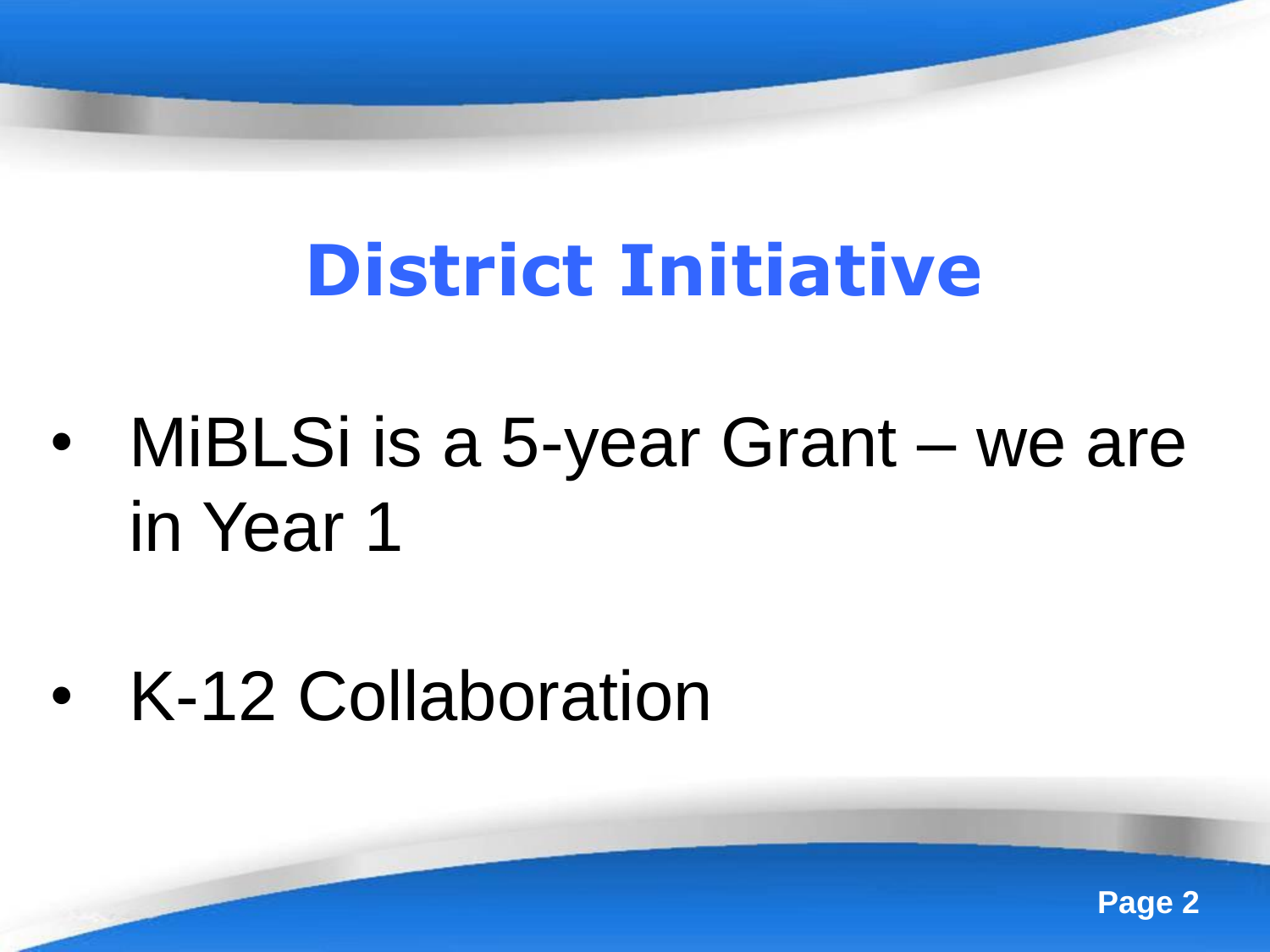# District Initiative

- MiBLSi is a 5-year Grant – we are in Year 1
- K-12 Collaboration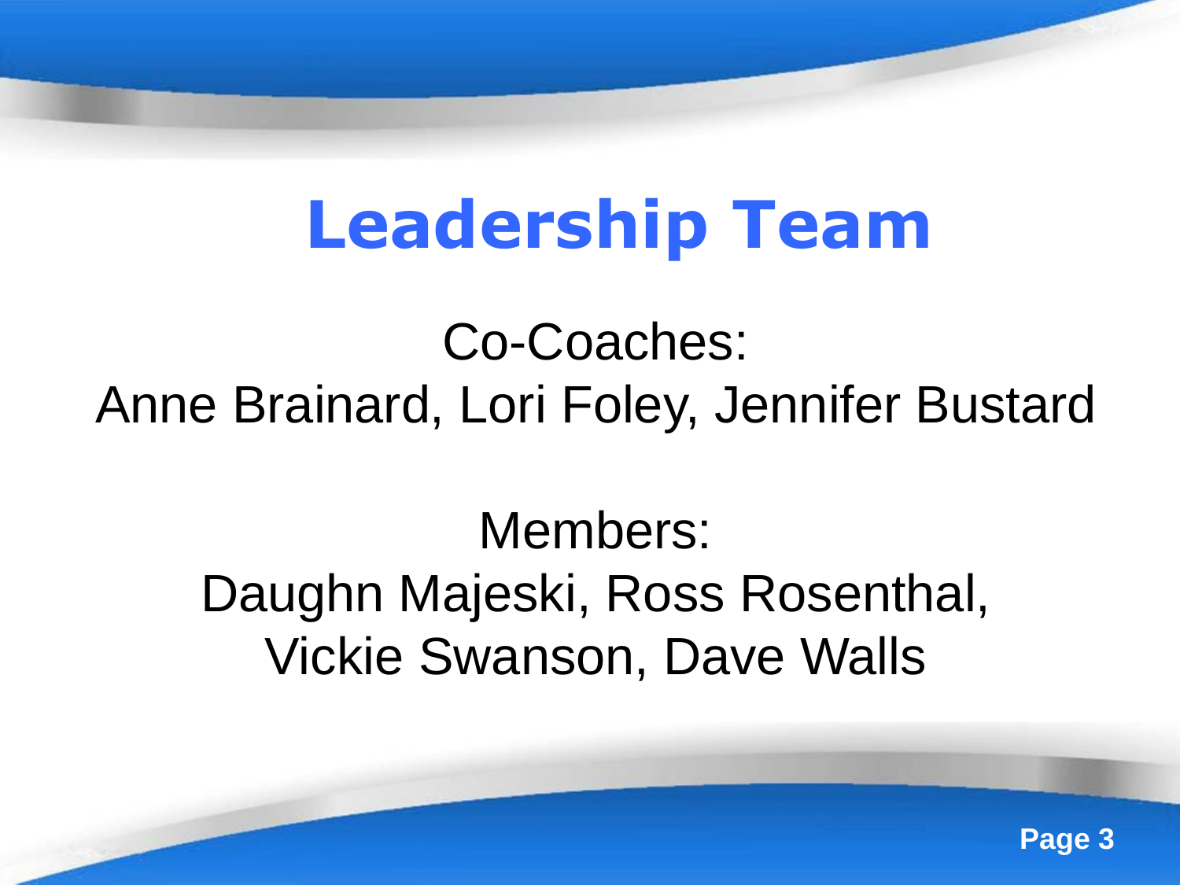# Leadership Team

Co-Coaches:
Anne Brainard, Lori Foley, Jennifer Bustard

Members:
Daughn Majeski, Ross Rosenthal, Vickie Swanson, Dave Walls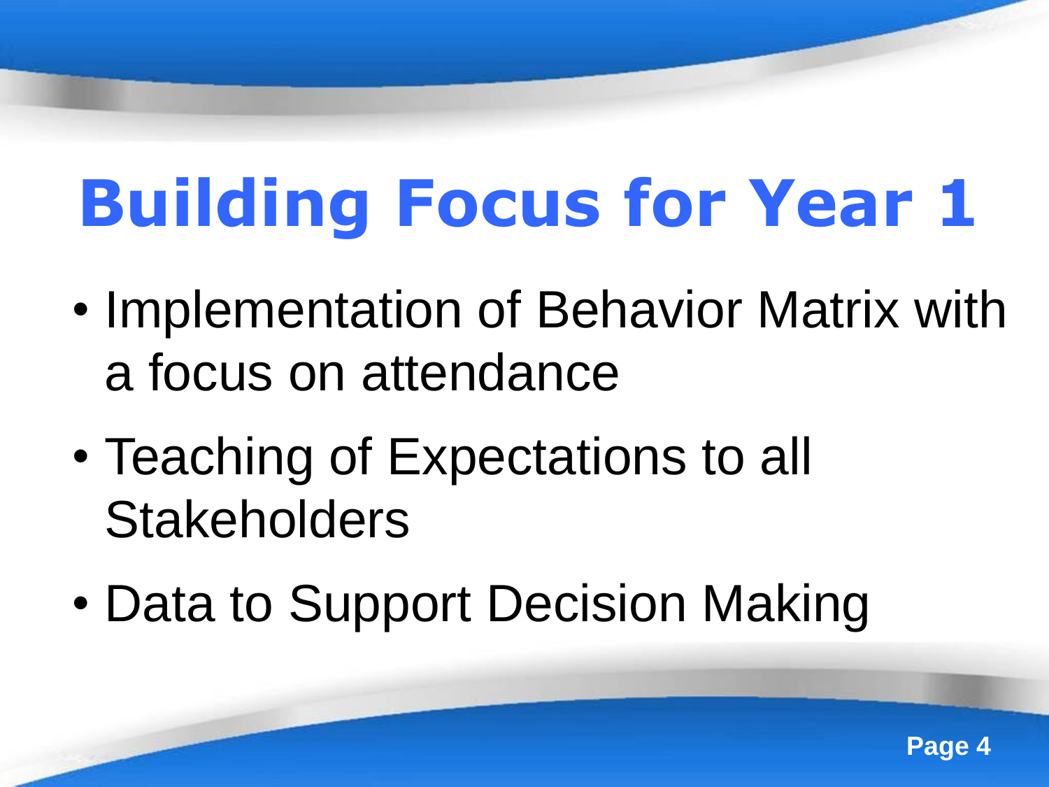# Building Focus for Year 1

- Implementation of Behavior Matrix with a focus on attendance
- Teaching of Expectations to all Stakeholders
- Data to Support Decision Making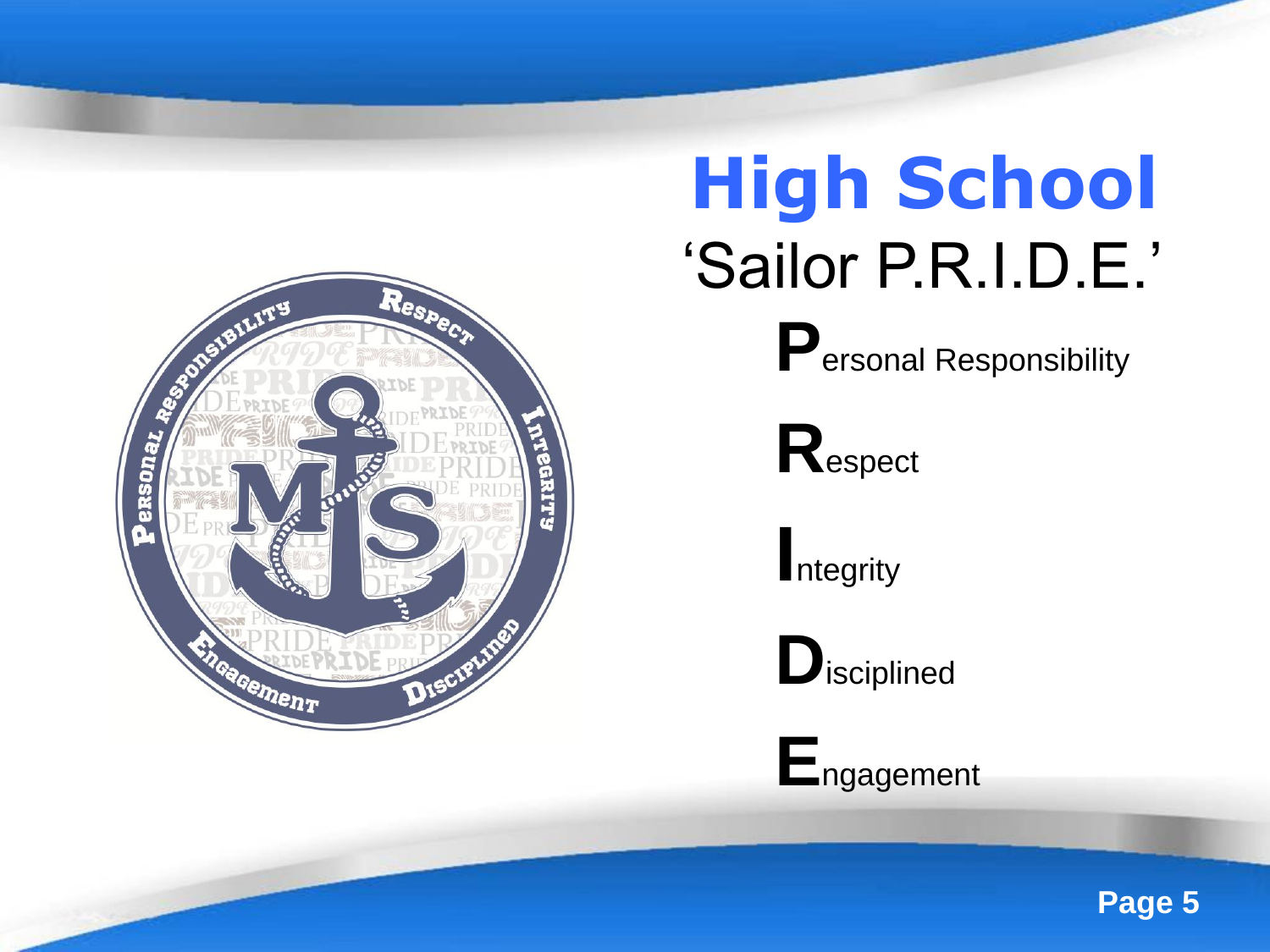# High School

## 'Sailor P.R.I.D.E.'

**P**ersonal Responsibility

**R**espect

**I**ntegrity

**D**isciplined

**E**ngagement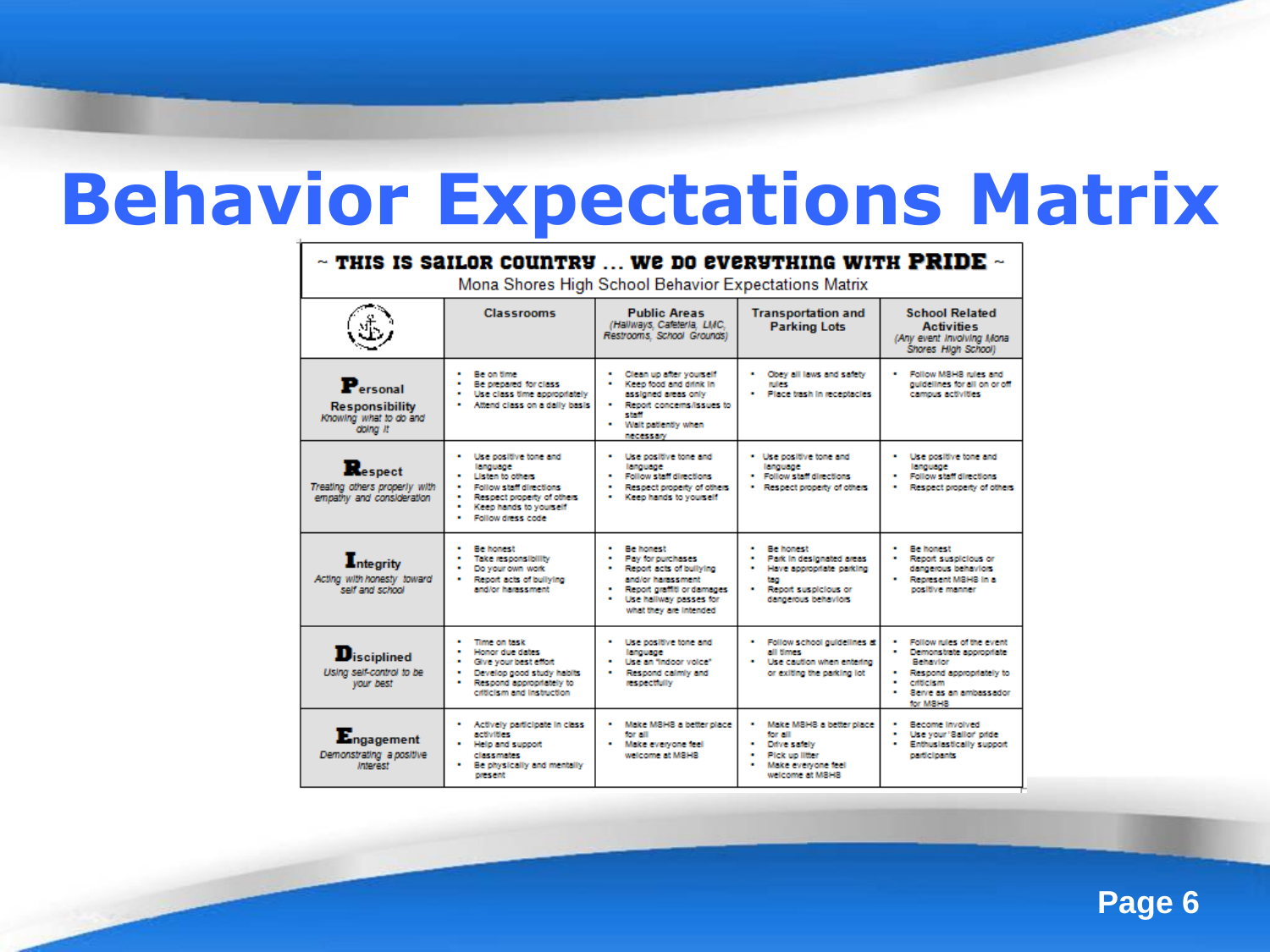# Behavior Expectations Matrix

~ THIS IS SAILOR COUNTRY … WE DO EVERYTHING WITH PRIDE ~

Mona Shores High School Behavior Expectations Matrix

| | Classrooms | Public Areas (Hallways, Cafeteria, LMC, Restrooms, School Grounds) | Transportation and Parking Lots | School Related Activities (Any event involving Mona Shores High School) |
|---|---|---|---|---|
| **P**ersonal Responsibility *Knowing what to do and doing it* | • Be on time<br>• Be prepared for class<br>• Use class time appropriately<br>• Attend class on a daily basis | • Clean up after yourself<br>• Keep food and drink in assigned areas only<br>• Report concerns/issues to staff<br>• Wait patiently when necessary | • Obey all laws and safety rules<br>• Place trash in receptacles | • Follow MSHS rules and guidelines for all on or off campus activities |
| **R**espect *Treating others properly with empathy and consideration* | • Use positive tone and language<br>• Listen to others<br>• Follow staff directions<br>• Respect property of others<br>• Keep hands to yourself<br>• Follow dress code | • Use positive tone and language<br>• Follow staff directions<br>• Respect property of others<br>• Keep hands to yourself | • Use positive tone and language<br>• Follow staff directions<br>• Respect property of others | • Use positive tone and language<br>• Follow staff directions<br>• Respect property of others |
| **I**ntegrity *Acting with honesty toward self and school* | • Be honest<br>• Take responsibility<br>• Do your own work<br>• Report acts of bullying and/or harassment | • Be honest<br>• Pay for purchases<br>• Report acts of bullying and/or harassment<br>• Report graffiti or damages<br>• Use hallway passes for what they are intended | • Be honest<br>• Park in designated areas<br>• Have appropriate parking tag<br>• Report suspicious or dangerous behaviors | • Be honest<br>• Report suspicious or dangerous behaviors<br>• Represent MSHS in a positive manner |
| **D**isciplined *Using self-control to be your best* | • Time on task<br>• Honor due dates<br>• Give your best effort<br>• Develop good study habits<br>• Respond appropriately to criticism and instruction | • Use positive tone and language<br>• Use an "indoor voice"<br>• Respond calmly and respectfully | • Follow school guidelines at all times<br>• Use caution when entering or exiting the parking lot | • Follow rules of the event<br>• Demonstrate appropriate Behavior<br>• Respond appropriately to criticism<br>• Serve as an ambassador for MSHS |
| **E**ngagement *Demonstrating a positive interest* | • Actively participate in class activities<br>• Help and support classmates<br>• Be physically and mentally present | • Make MSHS a better place for all<br>• Make everyone feel welcome at MSHS | • Make MSHS a better place for all<br>• Drive safely<br>• Pick up litter<br>• Make everyone feel welcome at MSHS | • Become involved<br>• Use your 'Sailor pride<br>• Enthusiastically support participants |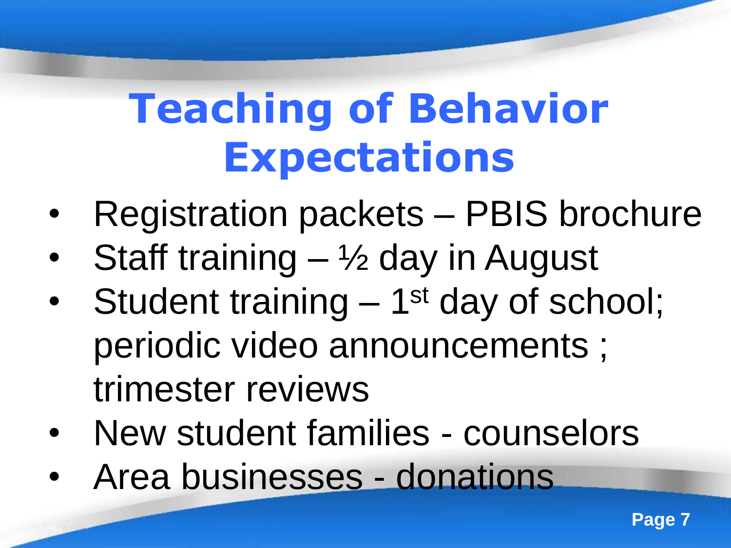# Teaching of Behavior Expectations

- Registration packets – PBIS brochure
- Staff training – ½ day in August
- Student training – 1st day of school; periodic video announcements ; trimester reviews
- New student families - counselors
- Area businesses - donations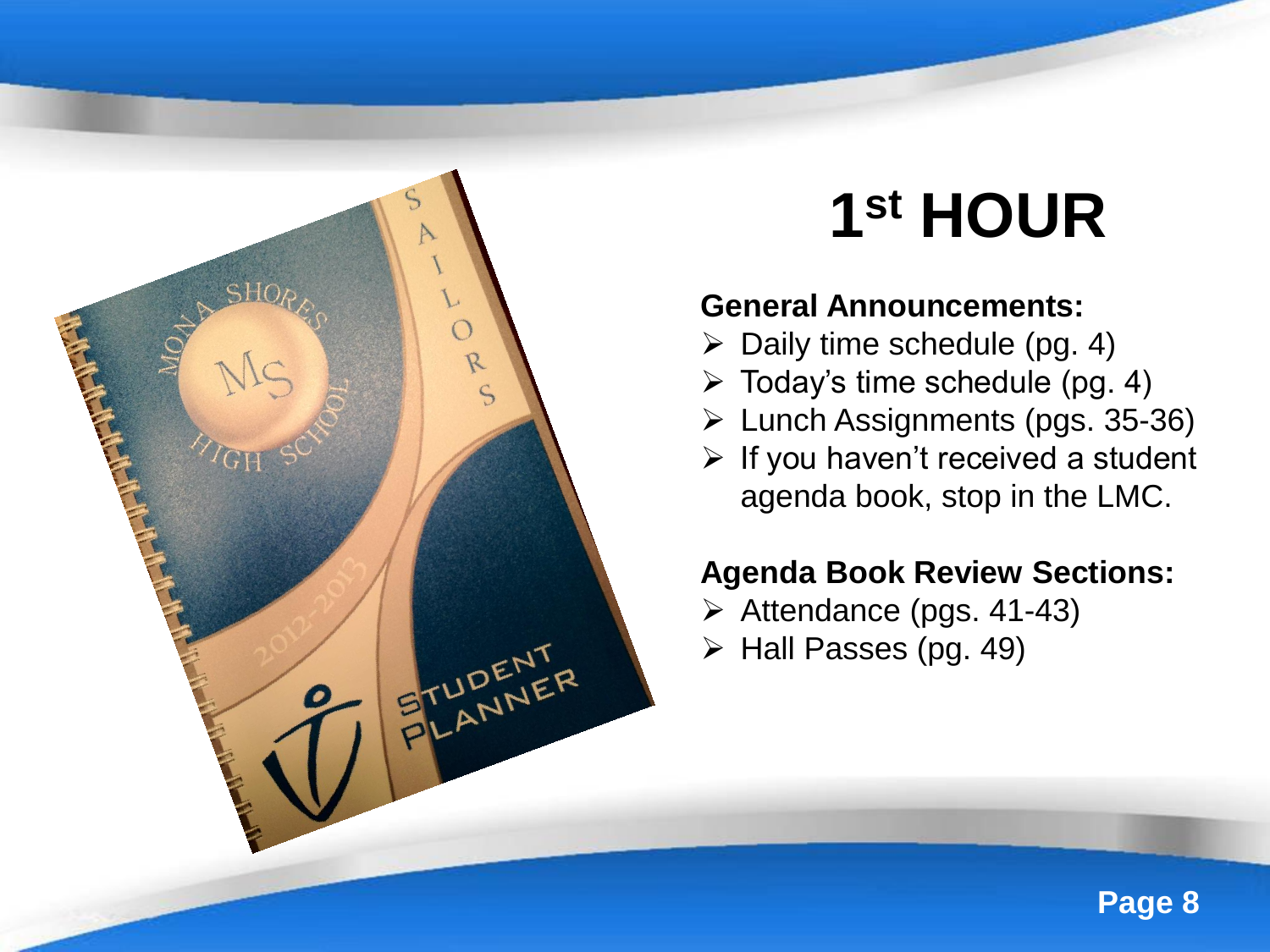# 1st HOUR

**General Announcements:**

- Daily time schedule (pg. 4)
- Today's time schedule (pg. 4)
- Lunch Assignments (pgs. 35-36)
- If you haven't received a student agenda book, stop in the LMC.

**Agenda Book Review Sections:**

- Attendance (pgs. 41-43)
- Hall Passes (pg. 49)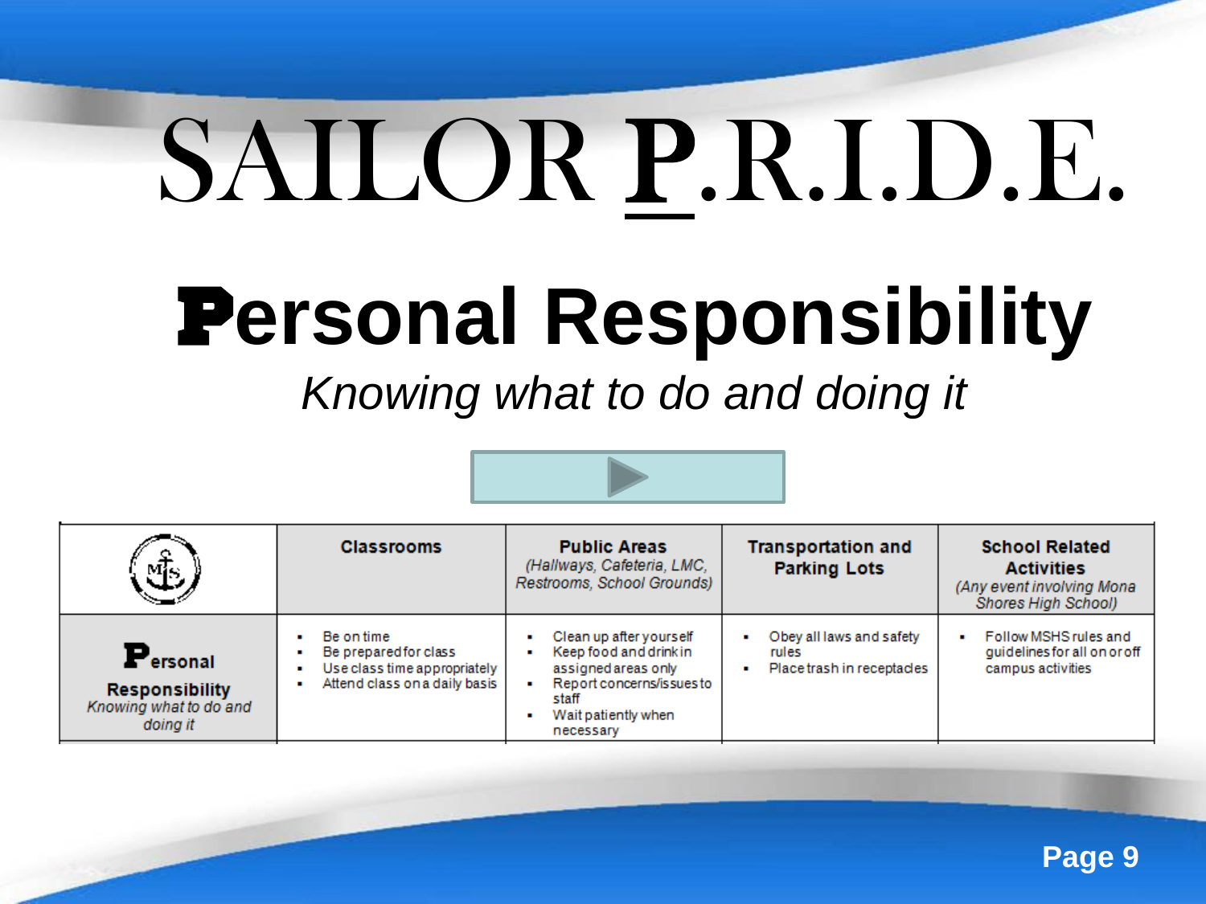# SAILOR P.R.I.D.E.

## Personal Responsibility

*Knowing what to do and doing it*

| | Classrooms | Public Areas *(Hallways, Cafeteria, LMC, Restrooms, School Grounds)* | Transportation and Parking Lots | School Related Activities *(Any event involving Mona Shores High School)* |
|---|---|---|---|---|
| **Personal Responsibility** *Knowing what to do and doing it* | ▪ Be on time<br>▪ Be prepared for class<br>▪ Use class time appropriately<br>▪ Attend class on a daily basis | ▪ Clean up after yourself<br>▪ Keep food and drink in assigned areas only<br>▪ Report concerns/issues to staff<br>▪ Wait patiently when necessary | ▪ Obey all laws and safety rules<br>▪ Place trash in receptacles | ▪ Follow MSHS rules and guidelines for all on or off campus activities |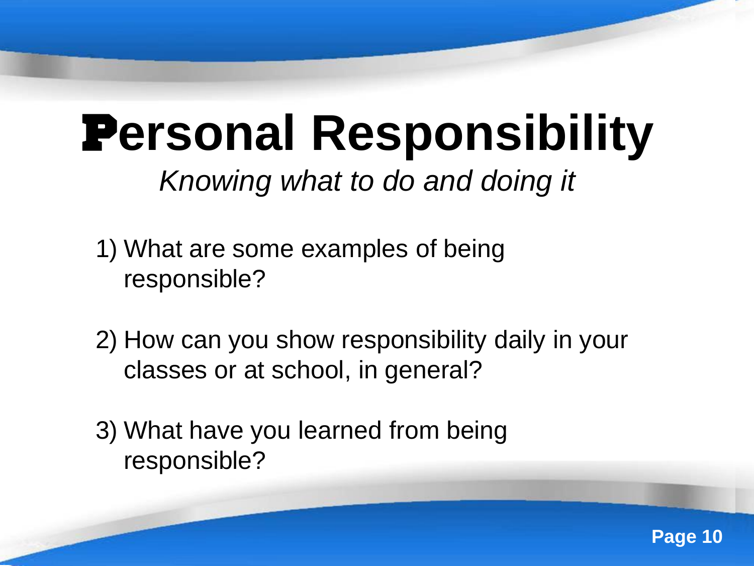# Personal Responsibility

*Knowing what to do and doing it*

1) What are some examples of being responsible?

2) How can you show responsibility daily in your classes or at school, in general?

3) What have you learned from being responsible?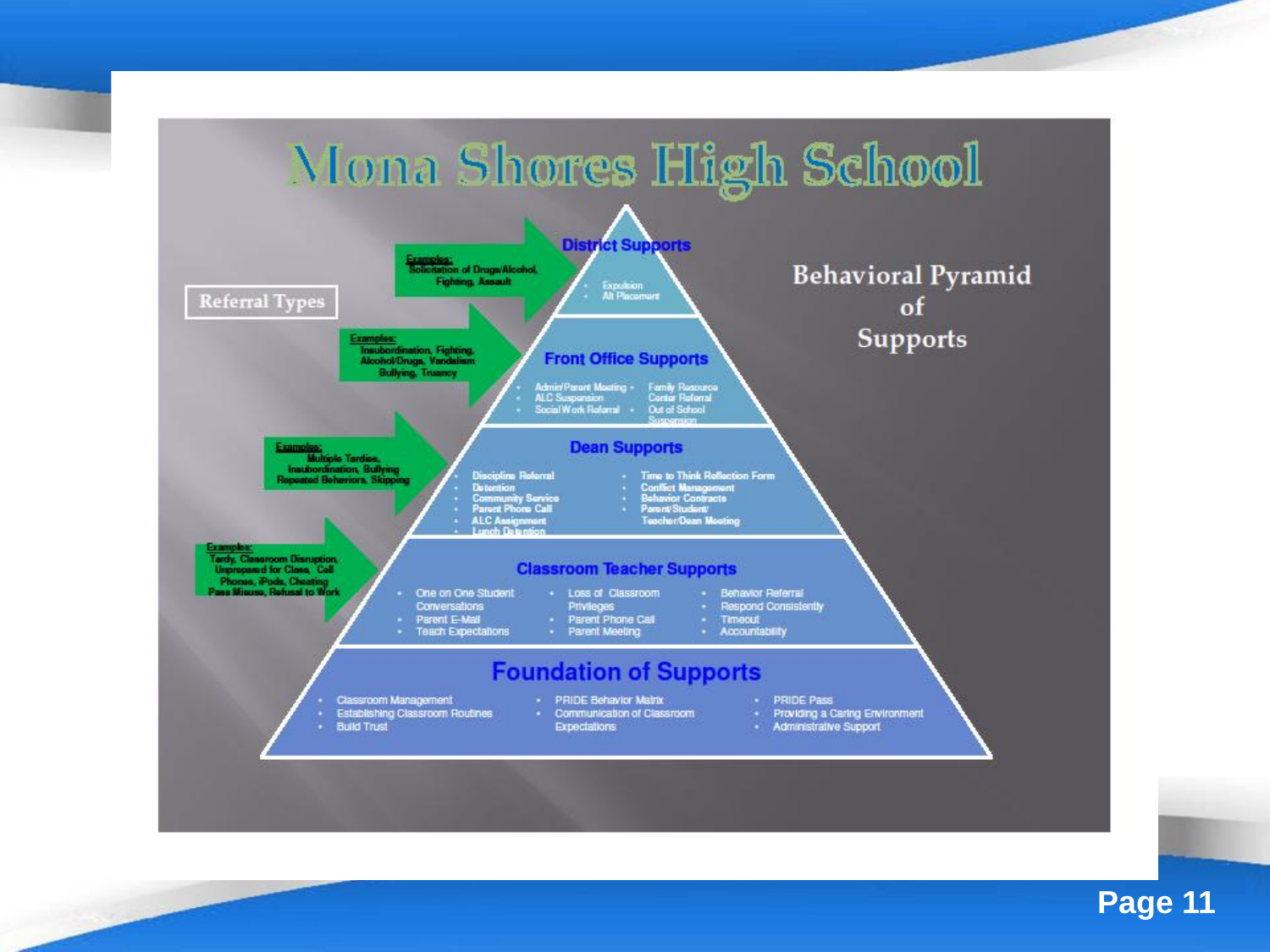# Mona Shores High School

## Behavioral Pyramid of Supports

**Referral Types**

### District Supports

**Examples:** Solicitation of Drugs/Alcohol, Fighting, Assault

- Expulsion
- Alt Placement

### Front Office Supports

**Examples:** Insubordination, Fighting, Alcohol/Drugs, Vandalism, Bullying, Truancy

- Admin/Parent Meeting
- ALC Suspension
- Social Work Referral
- Family Resource Center Referral
- Out of School Suspension

### Dean Supports

**Examples:** Multiple Tardies, Insubordination, Bullying, Repeated Behaviors, Skipping

- Discipline Referral
- Detention
- Community Service
- Parent Phone Call
- ALC Assignment
- Lunch Detention
- Time to Think Reflection Form
- Conflict Management
- Behavior Contracts
- Parent/Student/Teacher/Dean Meeting

### Classroom Teacher Supports

**Examples:** Tardy, Classroom Disruption, Unprepared for Class, Cell Phones, iPods, Cheating, Pass Misuse, Refusal to Work

- One on One Student Conversations
- Parent E-Mail
- Teach Expectations
- Loss of Classroom Privileges
- Parent Phone Call
- Parent Meeting
- Behavior Referral
- Respond Consistently
- Timeout
- Accountability

### Foundation of Supports

- Classroom Management
- Establishing Classroom Routines
- Build Trust
- PRIDE Behavior Matrix
- Communication of Classroom Expectations
- PRIDE Pass
- Providing a Caring Environment
- Administrative Support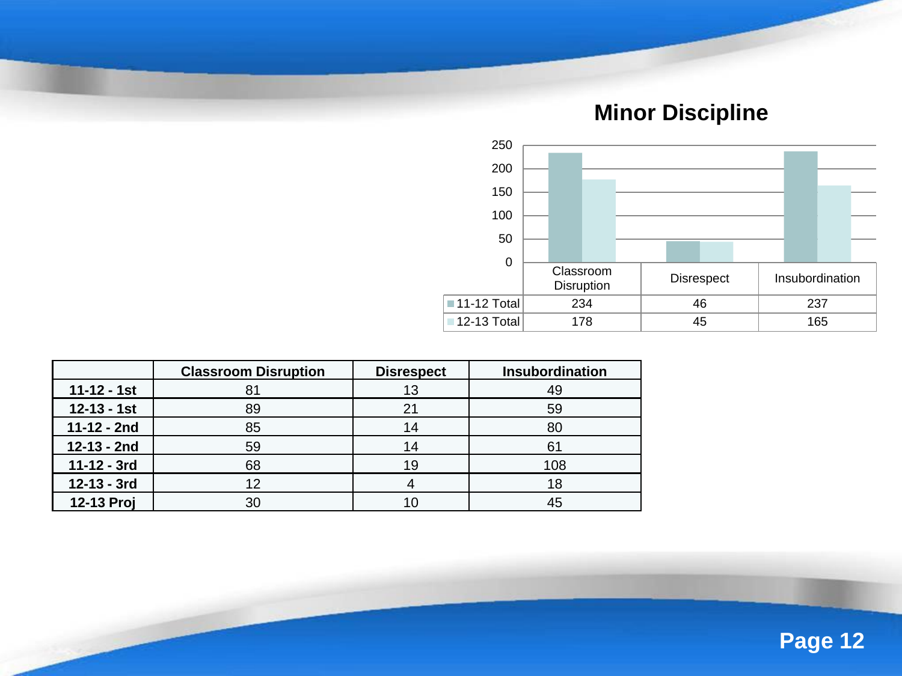# Minor Discipline

| | Classroom Disruption | Disrespect | Insubordination |
|---|---|---|---|
| 11-12 Total | 234 | 46 | 237 |
| 12-13 Total | 178 | 45 | 165 |

| | Classroom Disruption | Disrespect | Insubordination |
|---|---|---|---|
| **11-12 - 1st** | 81 | 13 | 49 |
| **12-13 - 1st** | 89 | 21 | 59 |
| **11-12 - 2nd** | 85 | 14 | 80 |
| **12-13 - 2nd** | 59 | 14 | 61 |
| **11-12 - 3rd** | 68 | 19 | 108 |
| **12-13 - 3rd** | 12 | 4 | 18 |
| **12-13 Proj** | 30 | 10 | 45 |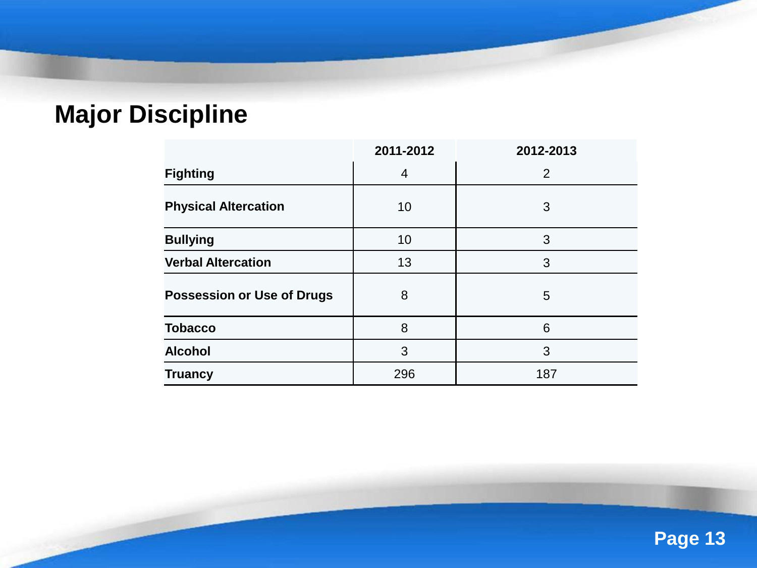# Major Discipline

| | 2011-2012 | 2012-2013 |
|---|---|---|
| **Fighting** | 4 | 2 |
| **Physical Altercation** | 10 | 3 |
| **Bullying** | 10 | 3 |
| **Verbal Altercation** | 13 | 3 |
| **Possession or Use of Drugs** | 8 | 5 |
| **Tobacco** | 8 | 6 |
| **Alcohol** | 3 | 3 |
| **Truancy** | 296 | 187 |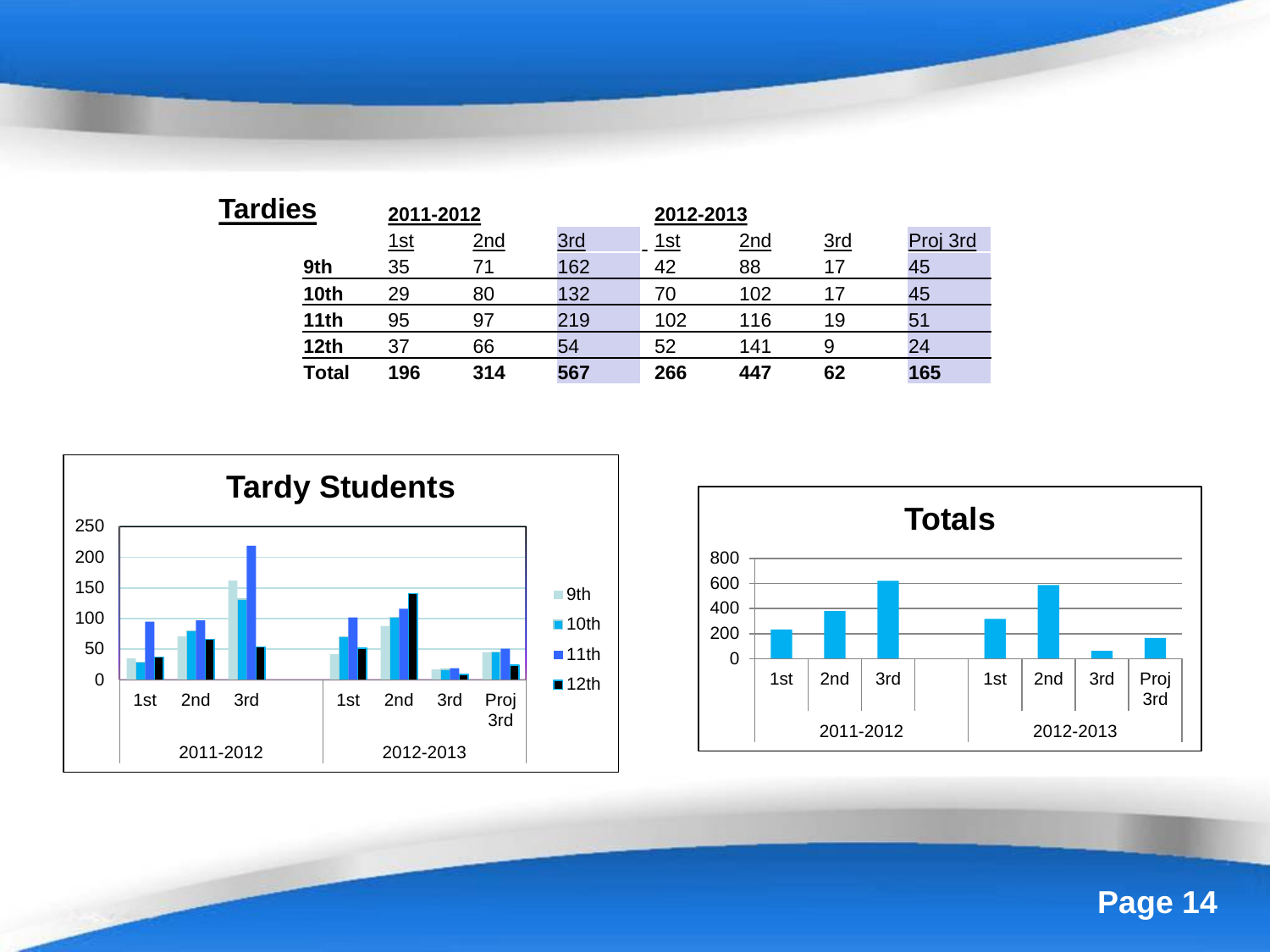# Tardies

| | 2011-2012 | | | 2012-2013 | | | |
|---|---|---|---|---|---|---|---|
| | 1st | 2nd | 3rd | 1st | 2nd | 3rd | Proj 3rd |
| **9th** | 35 | 71 | 162 | 42 | 88 | 17 | 45 |
| **10th** | 29 | 80 | 132 | 70 | 102 | 17 | 45 |
| **11th** | 95 | 97 | 219 | 102 | 116 | 19 | 51 |
| **12th** | 37 | 66 | 54 | 52 | 141 | 9 | 24 |
| **Total** | **196** | **314** | **567** | **266** | **447** | **62** | **165** |

**Tardy Students**

**Totals**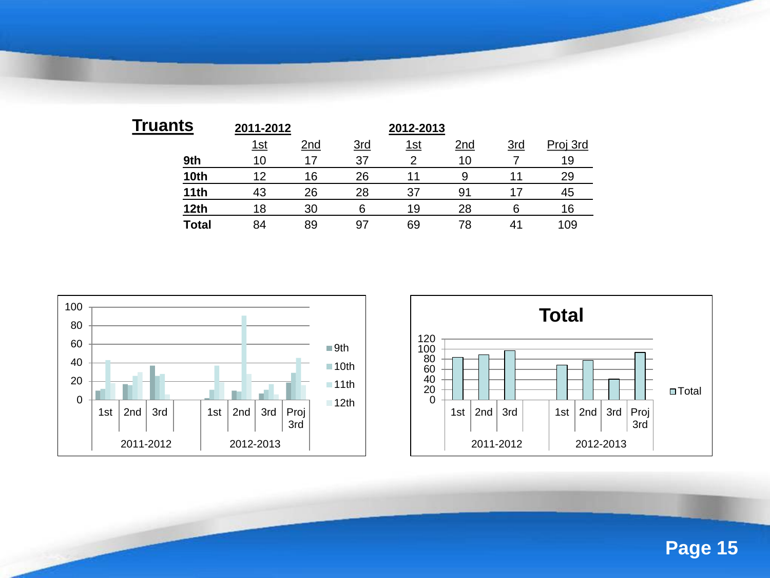## Truants

| | 2011-2012 | | | 2012-2013 | | | |
|---|---|---|---|---|---|---|---|
| | 1st | 2nd | 3rd | 1st | 2nd | 3rd | Proj 3rd |
| **9th** | 10 | 17 | 37 | 2 | 10 | 7 | 19 |
| **10th** | 12 | 16 | 26 | 11 | 9 | 11 | 29 |
| **11th** | 43 | 26 | 28 | 37 | 91 | 17 | 45 |
| **12th** | 18 | 30 | 6 | 19 | 28 | 6 | 16 |
| **Total** | 84 | 89 | 97 | 69 | 78 | 41 | 109 |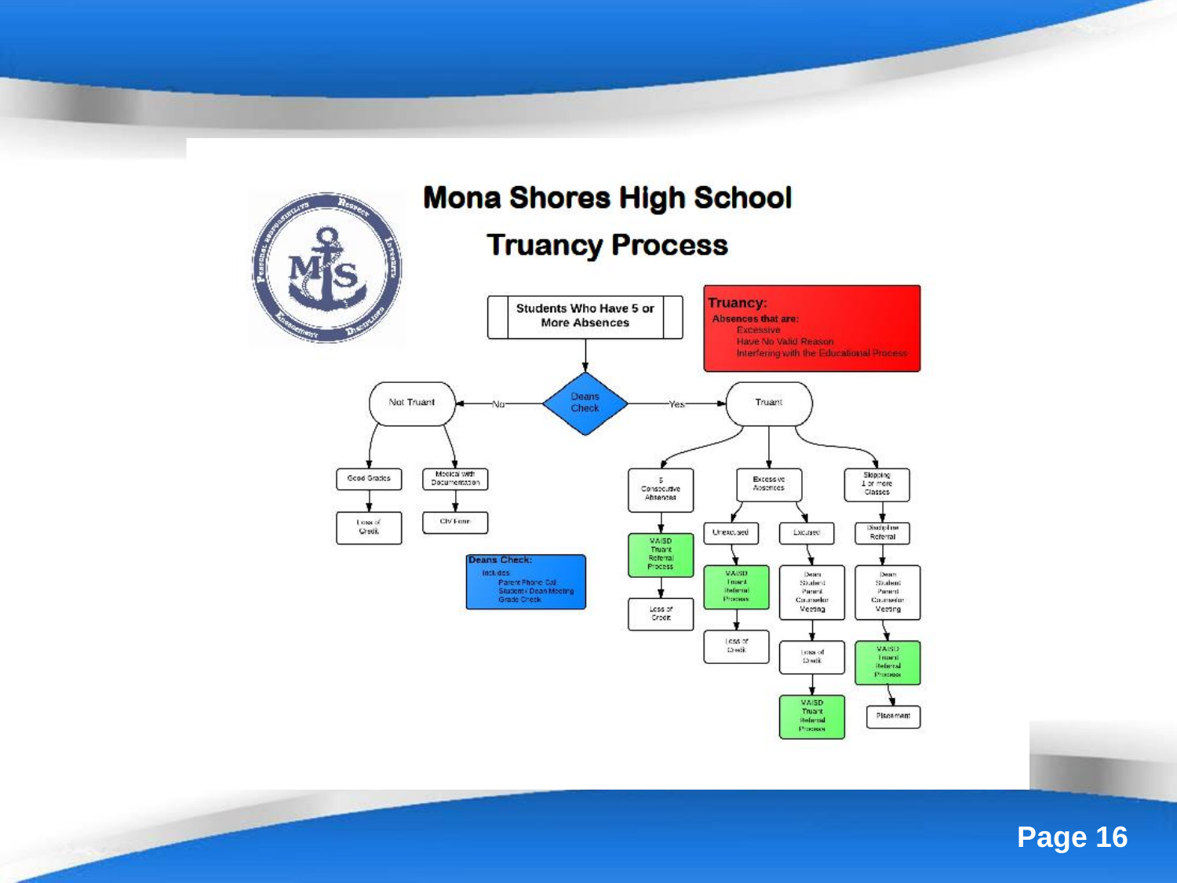# Mona Shores High School

## Truancy Process

**Students Who Have 5 or More Absences**

**Truancy:**
Absences that are:
- Excessive
- Have No Valid Reason
- Interfering with the Educational Process

**Deans Check** → No → **Not Truant**
- Good Grades → Loss of Credit
- Medical with Documentation → CIV Form

**Deans Check** → Yes → **Truant**
- 5 Consecutive Absences → VAISD Truant Referral Process → Loss of Credit
- Excessive Absences
  - Unexcused → VAISD Truant Referral Process → Loss of Credit
  - Excused → Dean Student Parent Counselor Meeting → Loss of Credit → VAISD Truant Referral Process
- Skipping 1 or more Classes → Discipline Referral → Dean Student Parent Counselor Meeting → VAISD Truant Referral Process → Placement

**Deans Check:**
Includes
- Parent Phone Call
- Student- Dean Meeting
- Grade Check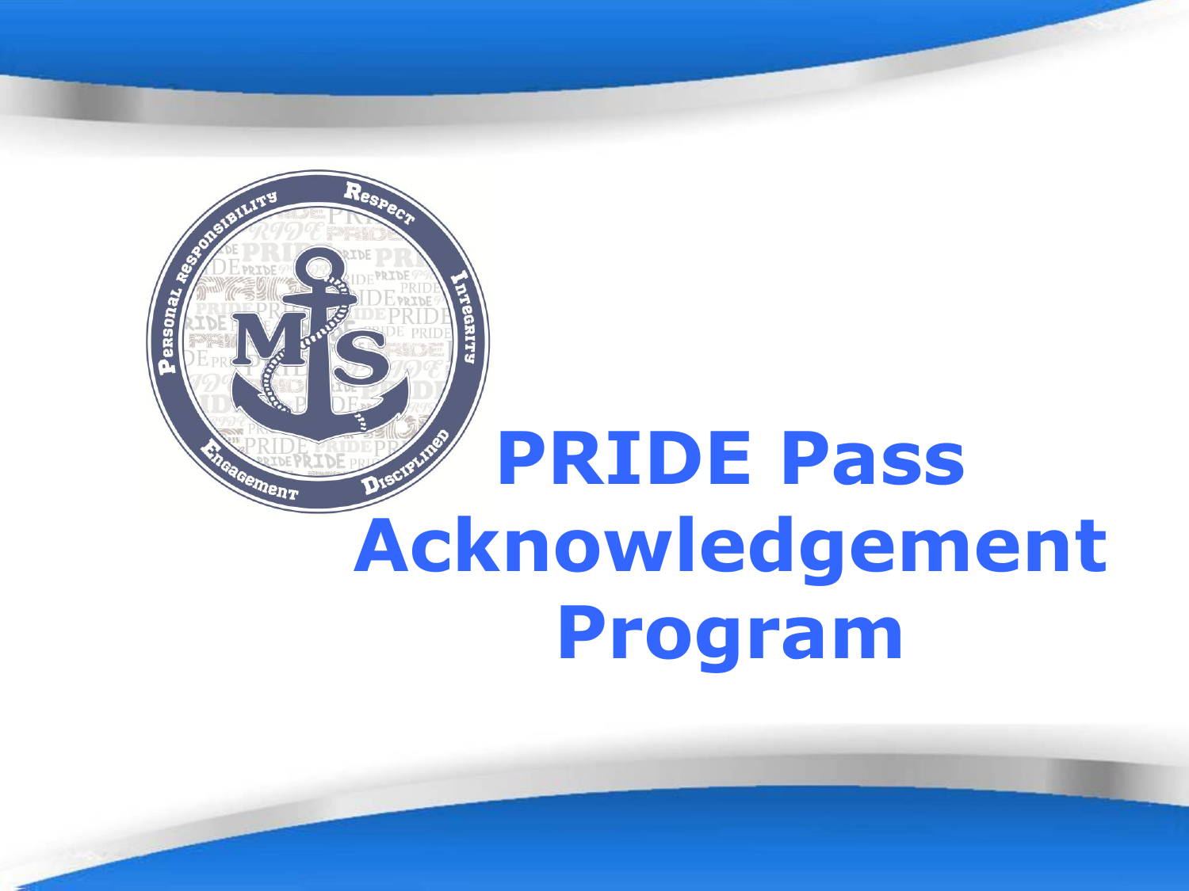# PRIDE Pass Acknowledgement Program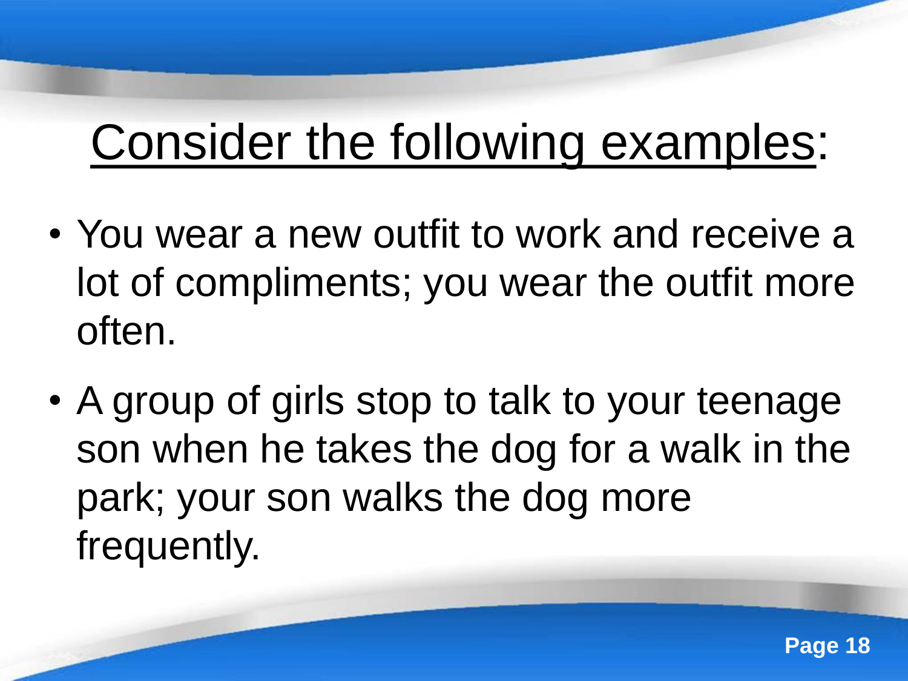# Consider the following examples:

- You wear a new outfit to work and receive a lot of compliments; you wear the outfit more often.
- A group of girls stop to talk to your teenage son when he takes the dog for a walk in the park; your son walks the dog more frequently.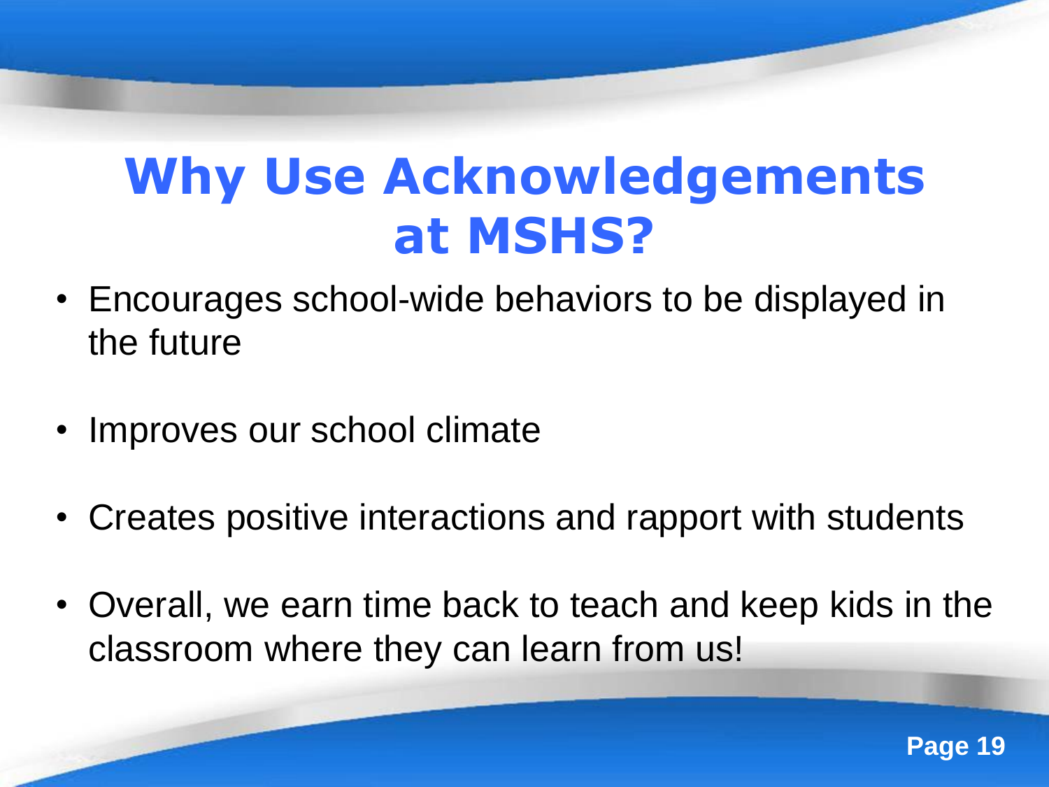# Why Use Acknowledgements at MSHS?

- Encourages school-wide behaviors to be displayed in the future
- Improves our school climate
- Creates positive interactions and rapport with students
- Overall, we earn time back to teach and keep kids in the classroom where they can learn from us!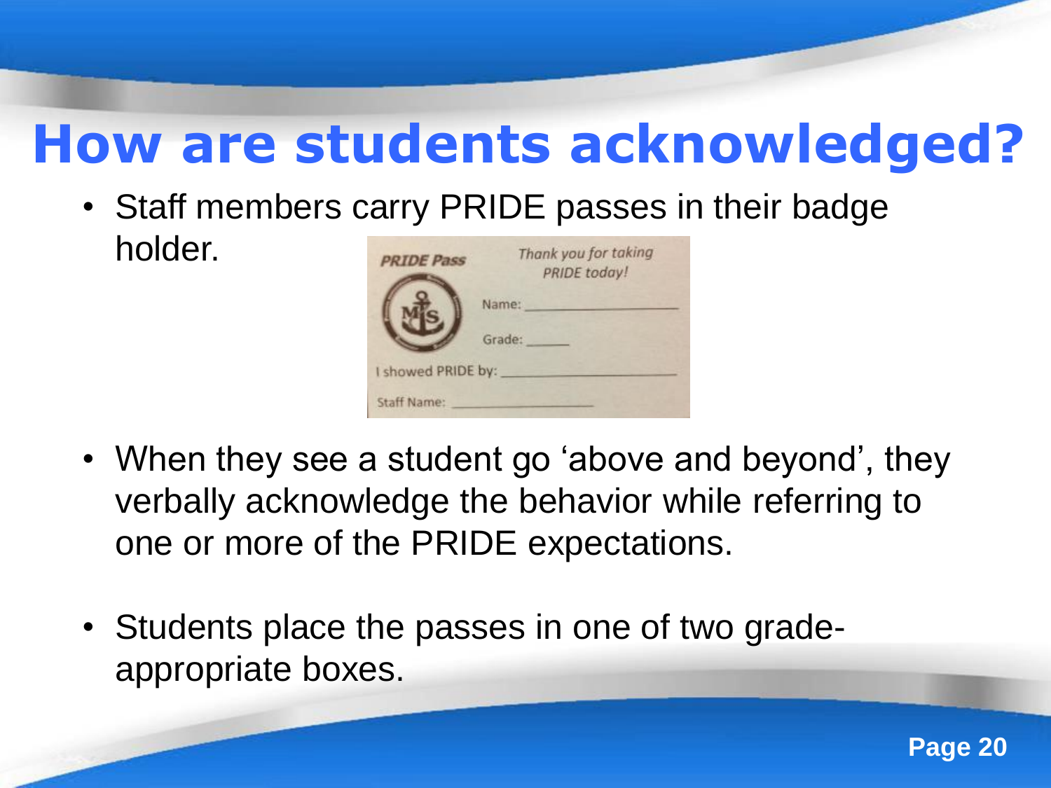# How are students acknowledged?

- Staff members carry PRIDE passes in their badge holder.

**PRIDE Pass**

*Thank you for taking PRIDE today!*

Name: ____________

Grade: ______

I showed PRIDE by: ____________

Staff Name: ____________

- When they see a student go 'above and beyond', they verbally acknowledge the behavior while referring to one or more of the PRIDE expectations.

- Students place the passes in one of two grade-appropriate boxes.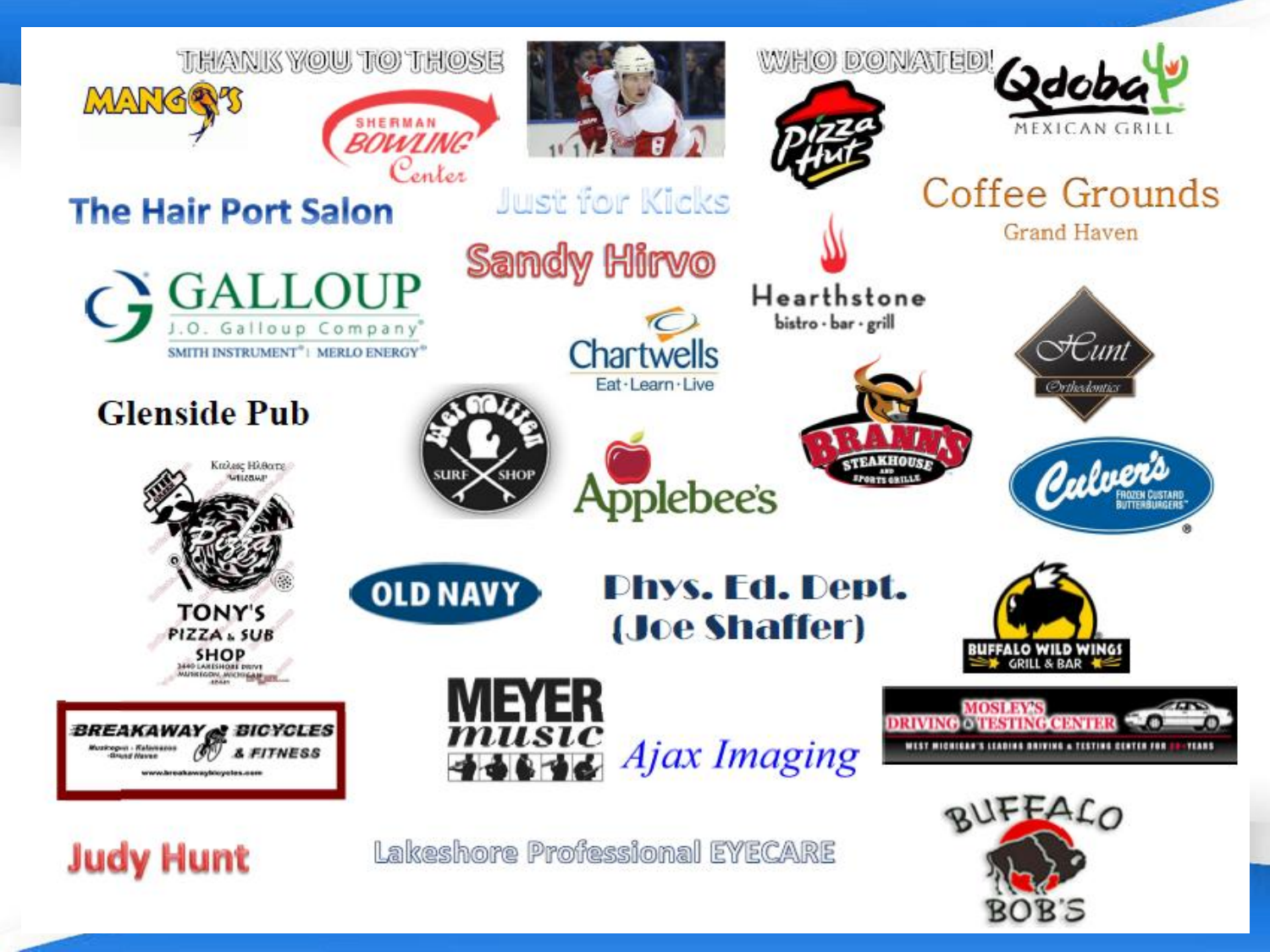# THANK YOU TO THOSE WHO DONATED!

Mango's

Sherman Bowling Center

Qdoba Mexican Grill

Pizza Hut

The Hair Port Salon

Just for Kicks

Coffee Grounds Grand Haven

Sandy Hirvo

Galloup J.O. Galloup Company SMITH INSTRUMENT | MERLO ENERGY

Hearthstone bistro · bar · grill

Chartwells Eat · Learn · Live

Hunt Orthodontics

Glenside Pub

Wet Mitten Surf Shop

Applebee's

Brann's Steakhouse and Sports Grille

Culver's Frozen Custard Butterburgers

Tony's Pizza & Sub Shop

Old Navy

Phys. Ed. Dept. (Joe Shaffer)

Buffalo Wild Wings Grill & Bar

Breakaway Bicycles & Fitness

Meyer Music

Ajax Imaging

Mosley's Driving & Testing Center

Judy Hunt

Lakeshore Professional EYECARE

Buffalo Bob's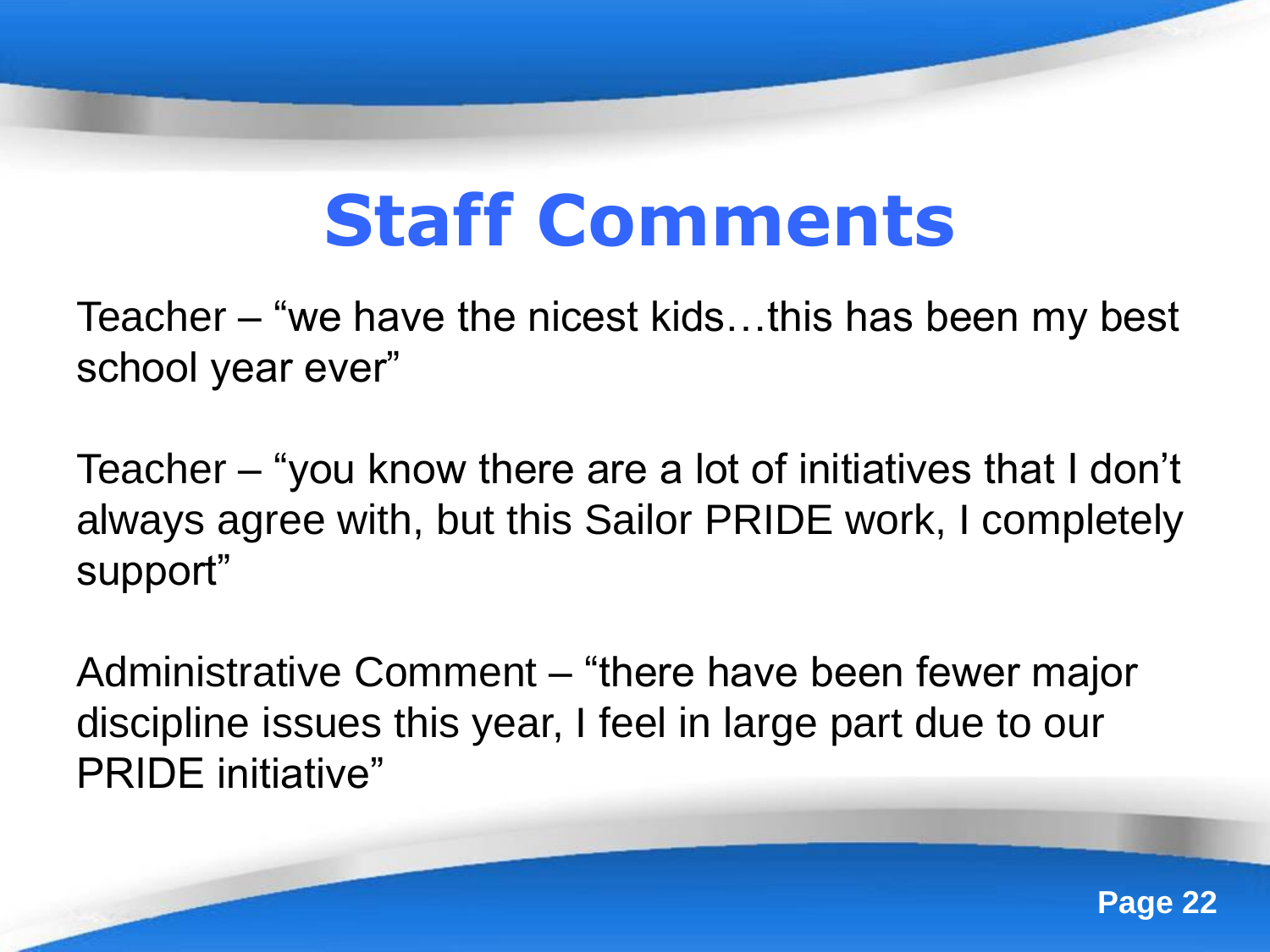# Staff Comments

Teacher – “we have the nicest kids…this has been my best school year ever”

Teacher – “you know there are a lot of initiatives that I don’t always agree with, but this Sailor PRIDE work, I completely support”

Administrative Comment – “there have been fewer major discipline issues this year, I feel in large part due to our PRIDE initiative”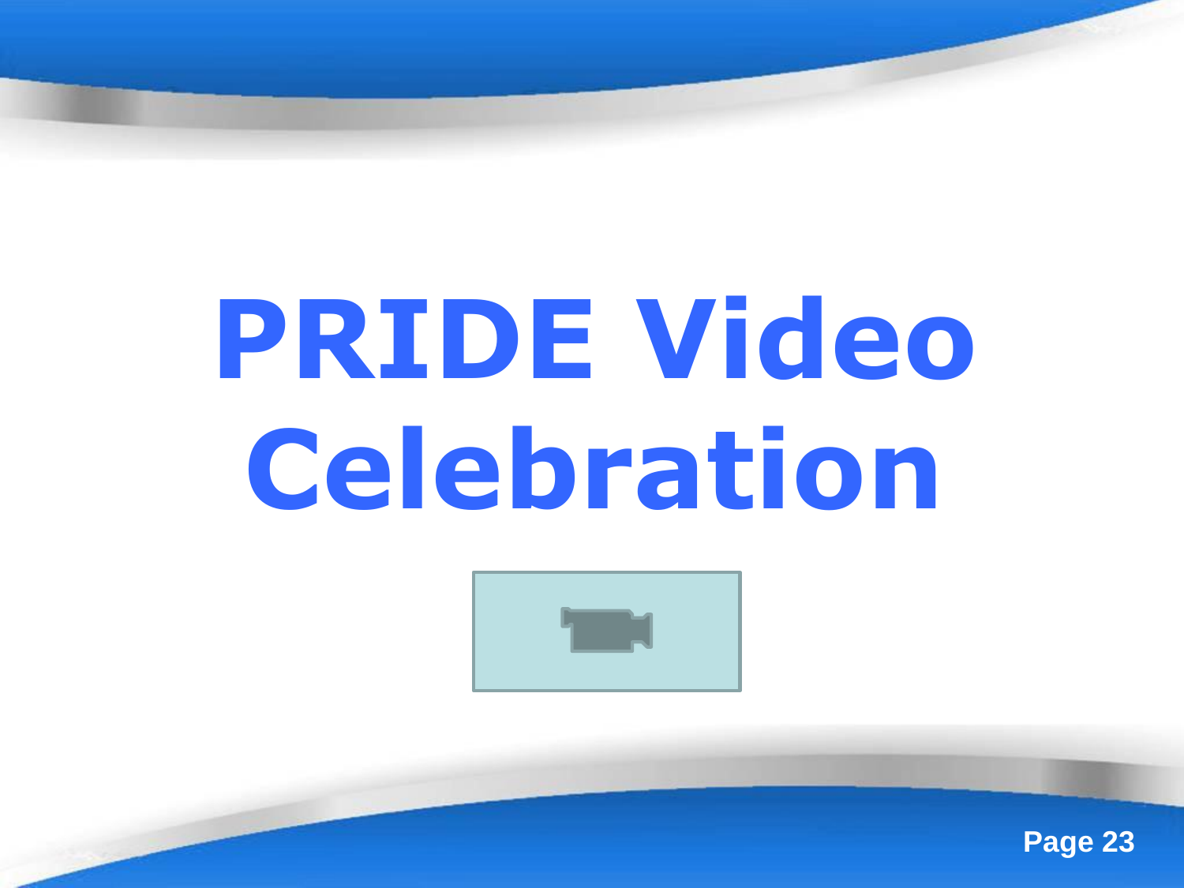# PRIDE Video Celebration